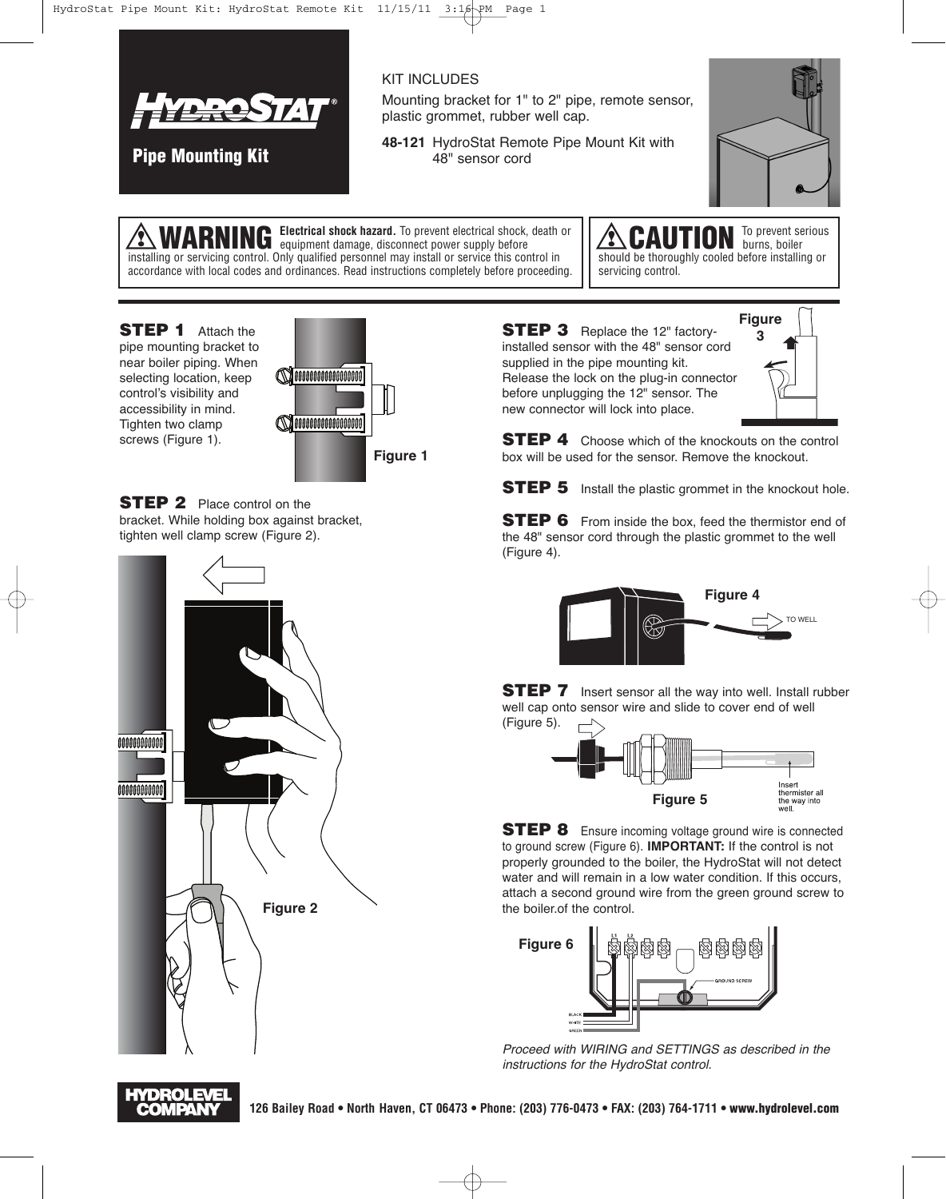# HydroStat®

## Pipe Mounting Kit

KIT INCLUDES

Mounting bracket for 1" to 2" pipe, remote sensor, plastic grommet, rubber well cap.

**48-121** HydroStat Remote Pipe Mount Kit with 48" sensor cord

**⚠ WARNING** **Electrical shock hazard.** To prevent electrical shock, death or equipment damage, disconnect power supply before installing or servicing control. Only qualified personnel may install or service this control in accordance with local codes and ordinances. Read instructions completely before proceeding.

**⚠ CAUTION** To prevent serious burns, boiler should be thoroughly cooled before installing or servicing control.

**STEP 1** Attach the pipe mounting bracket to near boiler piping. When selecting location, keep control's visibility and accessibility in mind. Tighten two clamp screws (Figure 1).

Figure 1

**STEP 2** Place control on the bracket. While holding box against bracket, tighten well clamp screw (Figure 2).

Figure 2

**STEP 3** Replace the 12" factory-installed sensor with the 48" sensor cord supplied in the pipe mounting kit. Release the lock on the plug-in connector before unplugging the 12" sensor. The new connector will lock into place.

Figure 3

**STEP 4** Choose which of the knockouts on the control box will be used for the sensor. Remove the knockout.

**STEP 5** Install the plastic grommet in the knockout hole.

**STEP 6** From inside the box, feed the thermistor end of the 48" sensor cord through the plastic grommet to the well (Figure 4).

Figure 4

TO WELL

**STEP 7** Insert sensor all the way into well. Install rubber well cap onto sensor wire and slide to cover end of well (Figure 5).

Insert thermister all the way into well.

Figure 5

**STEP 8** Ensure incoming voltage ground wire is connected to ground screw (Figure 6). **IMPORTANT:** If the control is not properly grounded to the boiler, the HydroStat will not detect water and will remain in a low water condition. If this occurs, attach a second ground wire from the green ground screw to the boiler.of the control.

Figure 6

L1 L2 GROUND SCREW BLACK WHITE GREEN

*Proceed with WIRING and SETTINGS as described in the instructions for the HydroStat control.*

**HYDROLEVEL COMPANY** **126 Bailey Road • North Haven, CT 06473 • Phone: (203) 776-0473 • FAX: (203) 764-1711 • www.hydrolevel.com**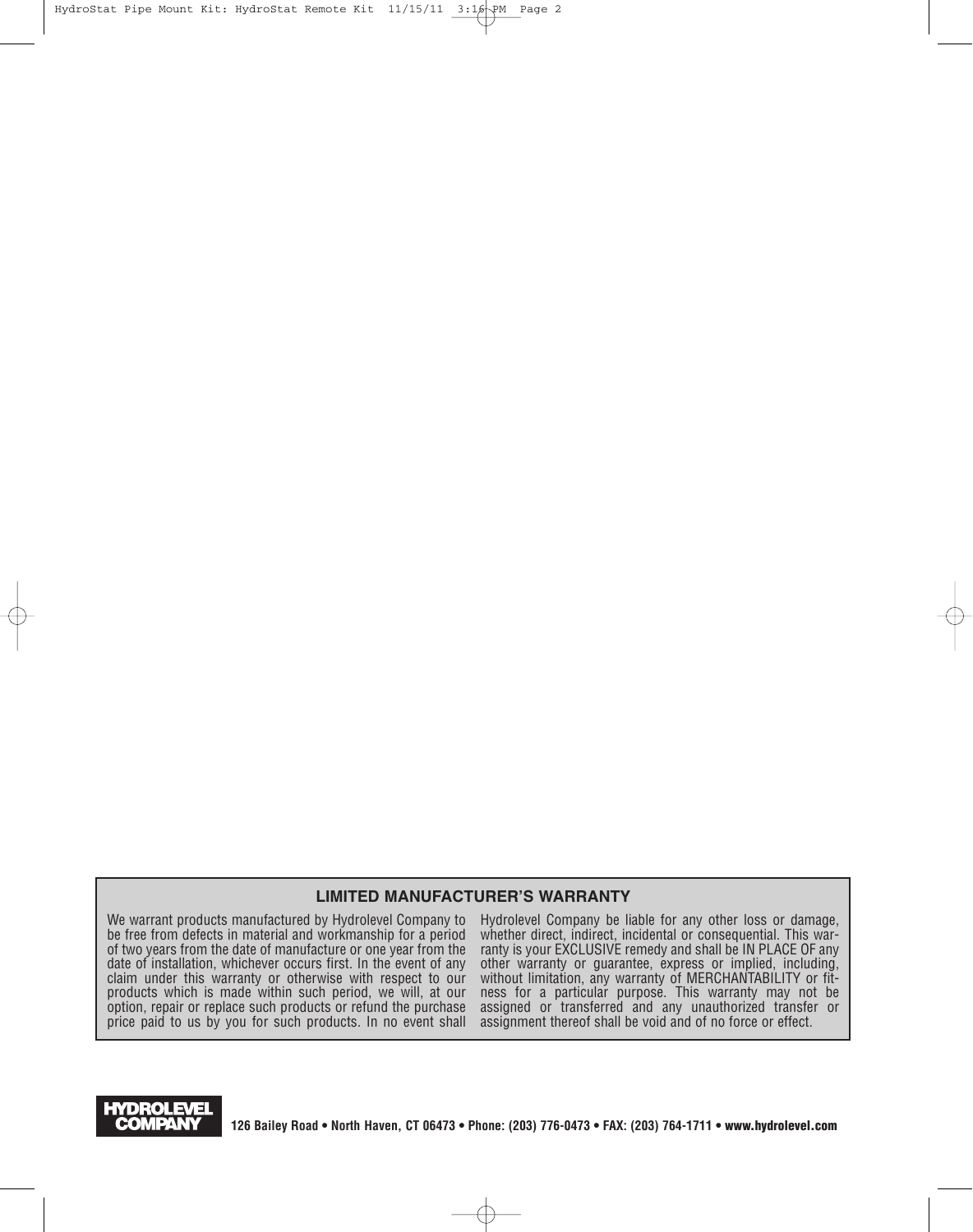## LIMITED MANUFACTURER'S WARRANTY

We warrant products manufactured by Hydrolevel Company to be free from defects in material and workmanship for a period of two years from the date of manufacture or one year from the date of installation, whichever occurs first. In the event of any claim under this warranty or otherwise with respect to our products which is made within such period, we will, at our option, repair or replace such products or refund the purchase price paid to us by you for such products. In no event shall Hydrolevel Company be liable for any other loss or damage, whether direct, indirect, incidental or consequential. This warranty is your EXCLUSIVE remedy and shall be IN PLACE OF any other warranty or guarantee, express or implied, including, without limitation, any warranty of MERCHANTABILITY or fitness for a particular purpose. This warranty may not be assigned or transferred and any unauthorized transfer or assignment thereof shall be void and of no force or effect.

**HYDROLEVEL COMPANY**

**126 Bailey Road • North Haven, CT 06473 • Phone: (203) 776-0473 • FAX: (203) 764-1711 • www.hydrolevel.com**